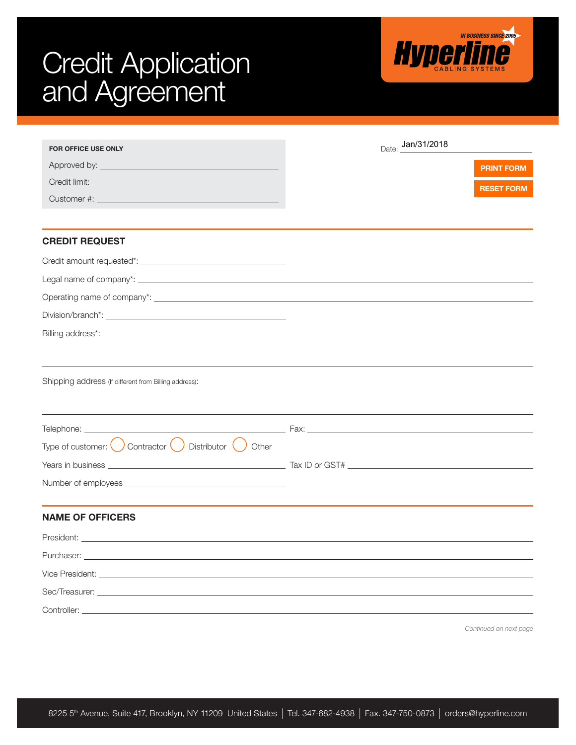# Credit Application and Agreement

IN BUSINESS SINCE 2005
**Hyperline**
CABLING SYSTEMS

**FOR OFFICE USE ONLY**

Approved by: ______________________

Credit limit: ______________________

Customer #: ______________________

Date: Jan/31/2018

PRINT FORM

RESET FORM

## CREDIT REQUEST

Credit amount requested*: ______________________

Legal name of company*: ______________________

Operating name of company*: ______________________

Division/branch*: ______________________

Billing address*:

______________________

Shipping address (If different from Billing address):

______________________

Telephone: ______________________ Fax: ______________________

Type of customer: ◯ Contractor ◯ Distributor ◯ Other

Years in business ______________________ Tax ID or GST# ______________________

Number of employees ______________________

## NAME OF OFFICERS

President: ______________________

Purchaser: ______________________

Vice President: ______________________

Sec/Treasurer: ______________________

Controller: ______________________

*Continued on next page*

8225 5th Avenue, Suite 417, Brooklyn, NY 11209 United States | Tel. 347-682-4938 | Fax. 347-750-0873 | orders@hyperline.com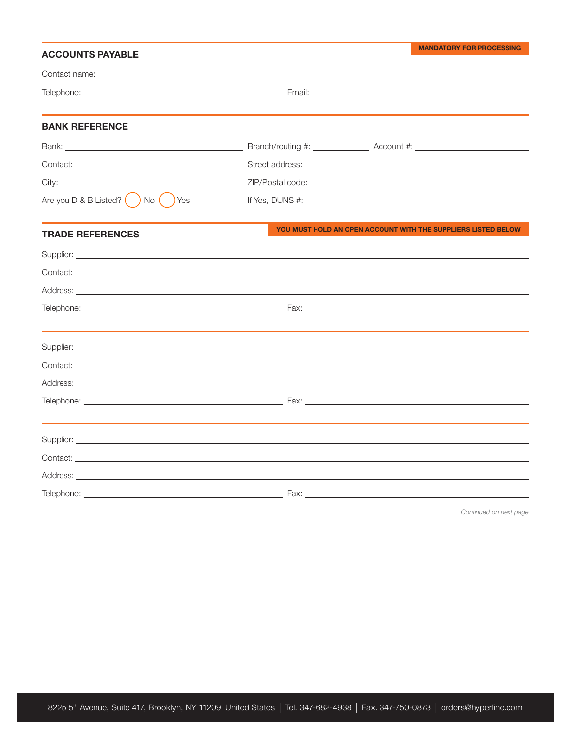## ACCOUNTS PAYABLE

**MANDATORY FOR PROCESSING**

Contact name: ______________________________

Telephone: ______________________________ Email: ______________________________

## BANK REFERENCE

Bank: ______________________________ Branch/routing #: ______________ Account #: ______________

Contact: ______________________________ Street address: ______________________________

City: ______________________________ ZIP/Postal code: ______________________________

Are you D & B Listed? ◯ No ◯ Yes If Yes, DUNS #: ______________________________

## TRADE REFERENCES

**YOU MUST HOLD AN OPEN ACCOUNT WITH THE SUPPLIERS LISTED BELOW**

Supplier: ______________________________

Contact: ______________________________

Address: ______________________________

Telephone: ______________________________ Fax: ______________________________

---

Supplier: ______________________________

Contact: ______________________________

Address: ______________________________

Telephone: ______________________________ Fax: ______________________________

---

Supplier: ______________________________

Contact: ______________________________

Address: ______________________________

Telephone: ______________________________ Fax: ______________________________

*Continued on next page*

8225 5th Avenue, Suite 417, Brooklyn, NY 11209 United States | Tel. 347-682-4938 | Fax. 347-750-0873 | orders@hyperline.com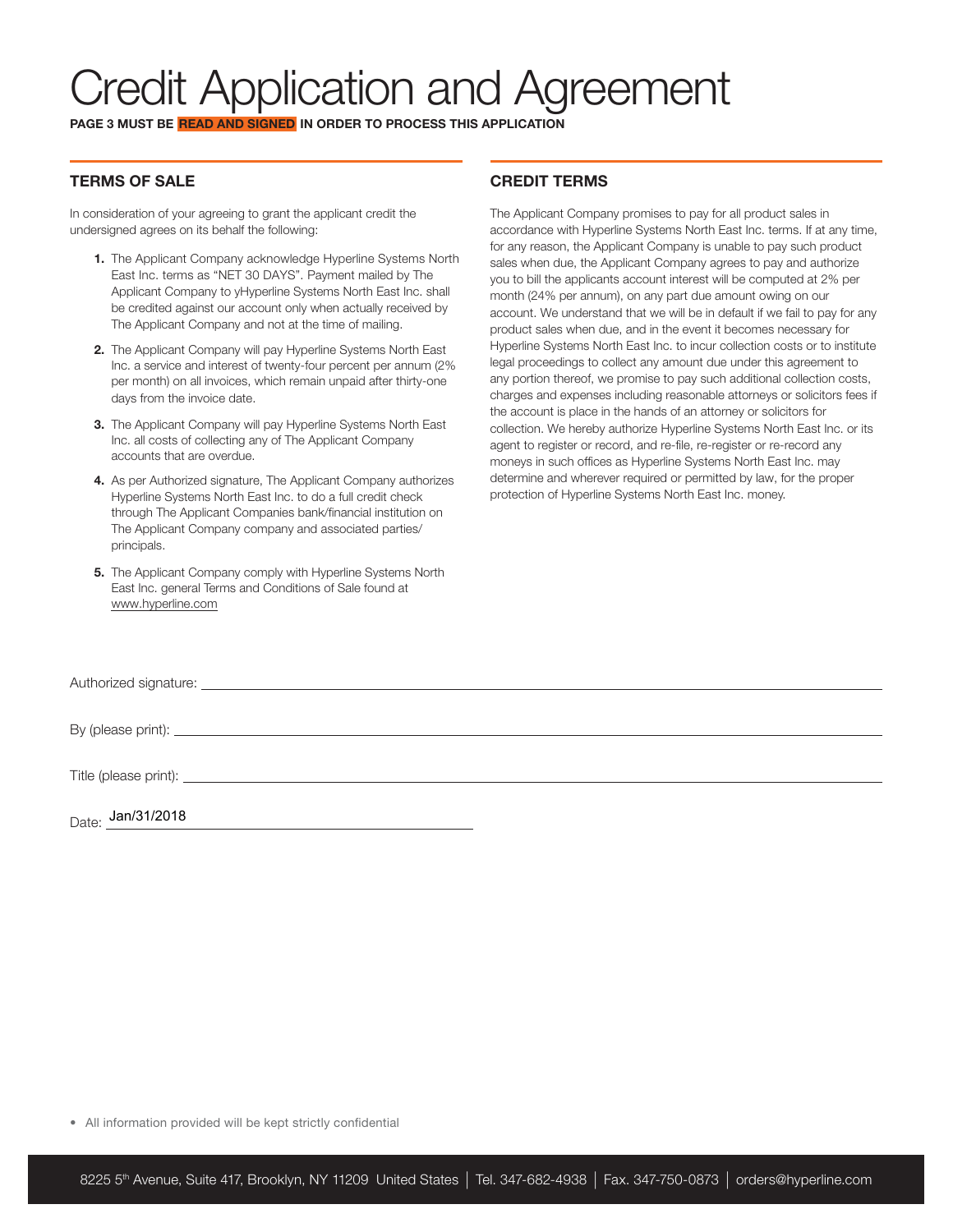# Credit Application and Agreement

**PAGE 3 MUST BE READ AND SIGNED IN ORDER TO PROCESS THIS APPLICATION**

## TERMS OF SALE

In consideration of your agreeing to grant the applicant credit the undersigned agrees on its behalf the following:

1. The Applicant Company acknowledge Hyperline Systems North East Inc. terms as "NET 30 DAYS". Payment mailed by The Applicant Company to yHyperline Systems North East Inc. shall be credited against our account only when actually received by The Applicant Company and not at the time of mailing.
2. The Applicant Company will pay Hyperline Systems North East Inc. a service and interest of twenty-four percent per annum (2% per month) on all invoices, which remain unpaid after thirty-one days from the invoice date.
3. The Applicant Company will pay Hyperline Systems North East Inc. all costs of collecting any of The Applicant Company accounts that are overdue.
4. As per Authorized signature, The Applicant Company authorizes Hyperline Systems North East Inc. to do a full credit check through The Applicant Companies bank/financial institution on The Applicant Company company and associated parties/principals.
5. The Applicant Company comply with Hyperline Systems North East Inc. general Terms and Conditions of Sale found at www.hyperline.com

## CREDIT TERMS

The Applicant Company promises to pay for all product sales in accordance with Hyperline Systems North East Inc. terms. If at any time, for any reason, the Applicant Company is unable to pay such product sales when due, the Applicant Company agrees to pay and authorize you to bill the applicants account interest will be computed at 2% per month (24% per annum), on any part due amount owing on our account. We understand that we will be in default if we fail to pay for any product sales when due, and in the event it becomes necessary for Hyperline Systems North East Inc. to incur collection costs or to institute legal proceedings to collect any amount due under this agreement to any portion thereof, we promise to pay such additional collection costs, charges and expenses including reasonable attorneys or solicitors fees if the account is place in the hands of an attorney or solicitors for collection. We hereby authorize Hyperline Systems North East Inc. or its agent to register or record, and re-file, re-register or re-record any moneys in such offices as Hyperline Systems North East Inc. may determine and wherever required or permitted by law, for the proper protection of Hyperline Systems North East Inc. money.

Authorized signature: ______________________

By (please print): ______________________

Title (please print): ______________________

Date: Jan/31/2018

- All information provided will be kept strictly confidential

8225 5th Avenue, Suite 417, Brooklyn, NY 11209 United States | Tel. 347-682-4938 | Fax. 347-750-0873 | orders@hyperline.com